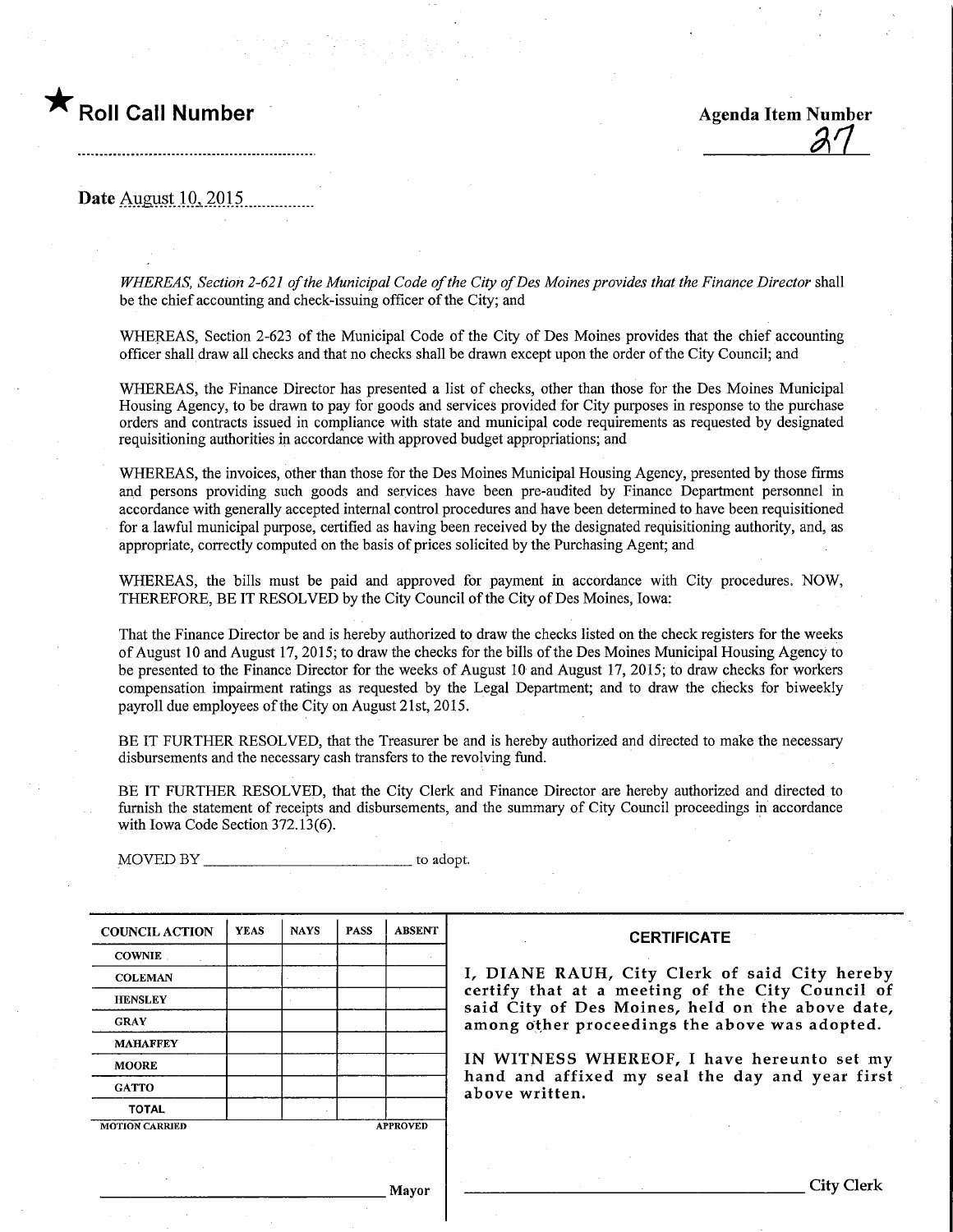★ **Roll Call Number**

**Agenda Item Number**
**27**

**Date** August 10, 2015

*WHEREAS, Section 2-621 of the Municipal Code of the City of Des Moines provides that the Finance Director* shall be the chief accounting and check-issuing officer of the City; and

WHEREAS, Section 2-623 of the Municipal Code of the City of Des Moines provides that the chief accounting officer shall draw all checks and that no checks shall be drawn except upon the order of the City Council; and

WHEREAS, the Finance Director has presented a list of checks, other than those for the Des Moines Municipal Housing Agency, to be drawn to pay for goods and services provided for City purposes in response to the purchase orders and contracts issued in compliance with state and municipal code requirements as requested by designated requisitioning authorities in accordance with approved budget appropriations; and

WHEREAS, the invoices, other than those for the Des Moines Municipal Housing Agency, presented by those firms and persons providing such goods and services have been pre-audited by Finance Department personnel in accordance with generally accepted internal control procedures and have been determined to have been requisitioned for a lawful municipal purpose, certified as having been received by the designated requisitioning authority, and, as appropriate, correctly computed on the basis of prices solicited by the Purchasing Agent; and

WHEREAS, the bills must be paid and approved for payment in accordance with City procedures. NOW, THEREFORE, BE IT RESOLVED by the City Council of the City of Des Moines, Iowa:

That the Finance Director be and is hereby authorized to draw the checks listed on the check registers for the weeks of August 10 and August 17, 2015; to draw the checks for the bills of the Des Moines Municipal Housing Agency to be presented to the Finance Director for the weeks of August 10 and August 17, 2015; to draw checks for workers compensation impairment ratings as requested by the Legal Department; and to draw the checks for biweekly payroll due employees of the City on August 21st, 2015.

BE IT FURTHER RESOLVED, that the Treasurer be and is hereby authorized and directed to make the necessary disbursements and the necessary cash transfers to the revolving fund.

BE IT FURTHER RESOLVED, that the City Clerk and Finance Director are hereby authorized and directed to furnish the statement of receipts and disbursements, and the summary of City Council proceedings in accordance with Iowa Code Section 372.13(6).

MOVED BY ____________________ to adopt.

| COUNCIL ACTION | YEAS | NAYS | PASS | ABSENT |
|---|---|---|---|---|
| COWNIE | | | | |
| COLEMAN | | | | |
| HENSLEY | | | | |
| GRAY | | | | |
| MAHAFFEY | | | | |
| MOORE | | | | |
| GATTO | | | | |
| TOTAL | | | | |

MOTION CARRIED APPROVED

____________________ Mayor

**CERTIFICATE**

I, DIANE RAUH, City Clerk of said City hereby certify that at a meeting of the City Council of said City of Des Moines, held on the above date, among other proceedings the above was adopted.

IN WITNESS WHEREOF, I have hereunto set my hand and affixed my seal the day and year first above written.

____________________ City Clerk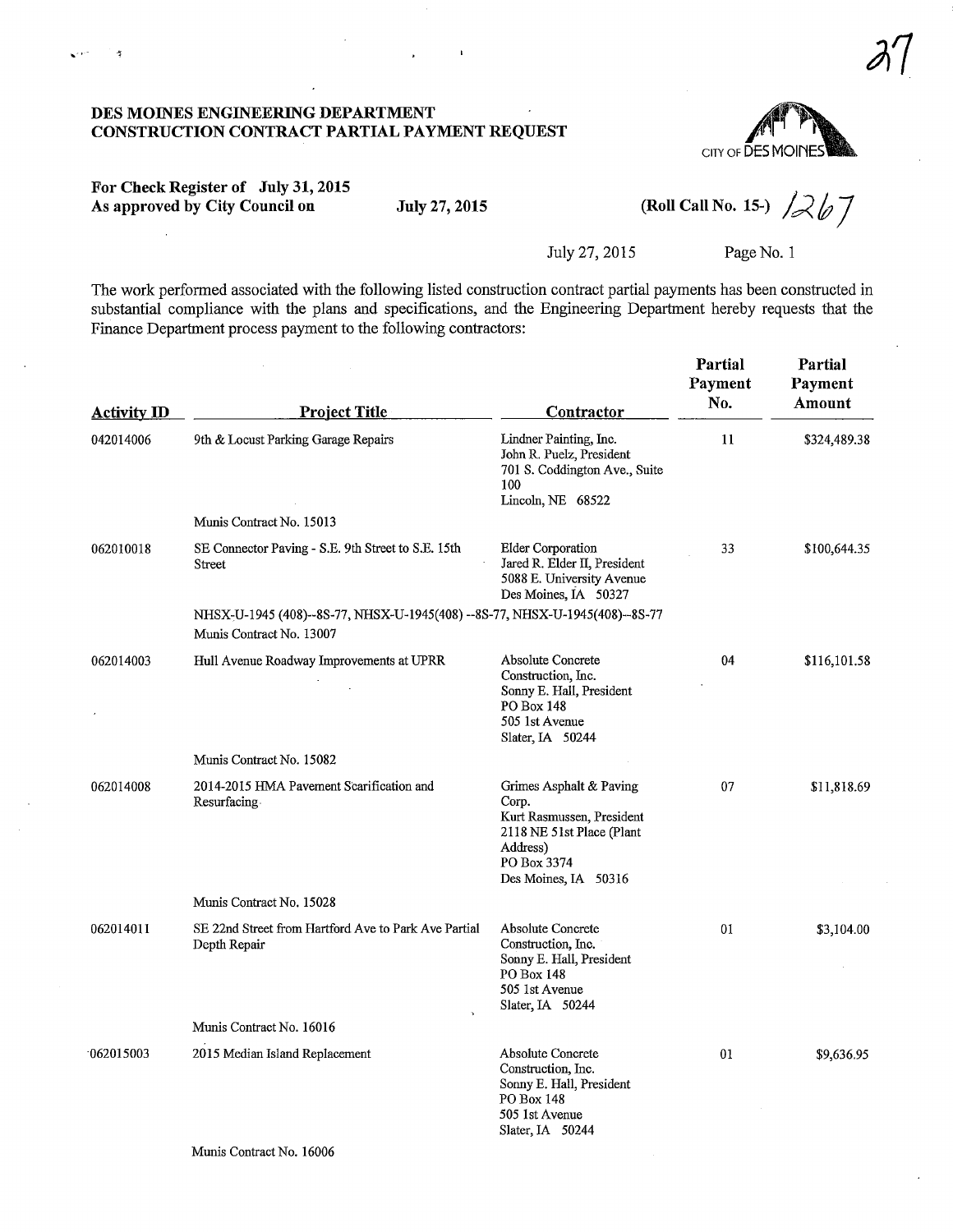27

**DES MOINES ENGINEERING DEPARTMENT**
**CONSTRUCTION CONTRACT PARTIAL PAYMENT REQUEST**

CITY OF DES MOINES

**For Check Register of July 31, 2015**
**As approved by City Council on July 27, 2015**

**(Roll Call No. 15-)** 1267

July 27, 2015

The work performed associated with the following listed construction contract partial payments has been constructed in substantial compliance with the plans and specifications, and the Engineering Department hereby requests that the Finance Department process payment to the following contractors:

| Activity ID | Project Title | Contractor | Partial Payment No. | Partial Payment Amount |
|---|---|---|---|---|
| 042014006 | 9th & Locust Parking Garage Repairs<br>Munis Contract No. 15013 | Lindner Painting, Inc.<br>John R. Puelz, President<br>701 S. Coddington Ave., Suite 100<br>Lincoln, NE 68522 | 11 | $324,489.38 |
| 062010018 | SE Connector Paving - S.E. 9th Street to S.E. 15th Street<br>NHSX-U-1945 (408)--8S-77, NHSX-U-1945(408) --8S-77, NHSX-U-1945(408)--8S-77<br>Munis Contract No. 13007 | Elder Corporation<br>Jared R. Elder II, President<br>5088 E. University Avenue<br>Des Moines, IA 50327 | 33 | $100,644.35 |
| 062014003 | Hull Avenue Roadway Improvements at UPRR<br>Munis Contract No. 15082 | Absolute Concrete Construction, Inc.<br>Sonny E. Hall, President<br>PO Box 148<br>505 1st Avenue<br>Slater, IA 50244 | 04 | $116,101.58 |
| 062014008 | 2014-2015 HMA Pavement Scarification and Resurfacing<br>Munis Contract No. 15028 | Grimes Asphalt & Paving Corp.<br>Kurt Rasmussen, President<br>2118 NE 51st Place (Plant Address)<br>PO Box 3374<br>Des Moines, IA 50316 | 07 | $11,818.69 |
| 062014011 | SE 22nd Street from Hartford Ave to Park Ave Partial Depth Repair<br>Munis Contract No. 16016 | Absolute Concrete Construction, Inc.<br>Sonny E. Hall, President<br>PO Box 148<br>505 1st Avenue<br>Slater, IA 50244 | 01 | $3,104.00 |
| 062015003 | 2015 Median Island Replacement<br>Munis Contract No. 16006 | Absolute Concrete Construction, Inc.<br>Sonny E. Hall, President<br>PO Box 148<br>505 1st Avenue<br>Slater, IA 50244 | 01 | $9,636.95 |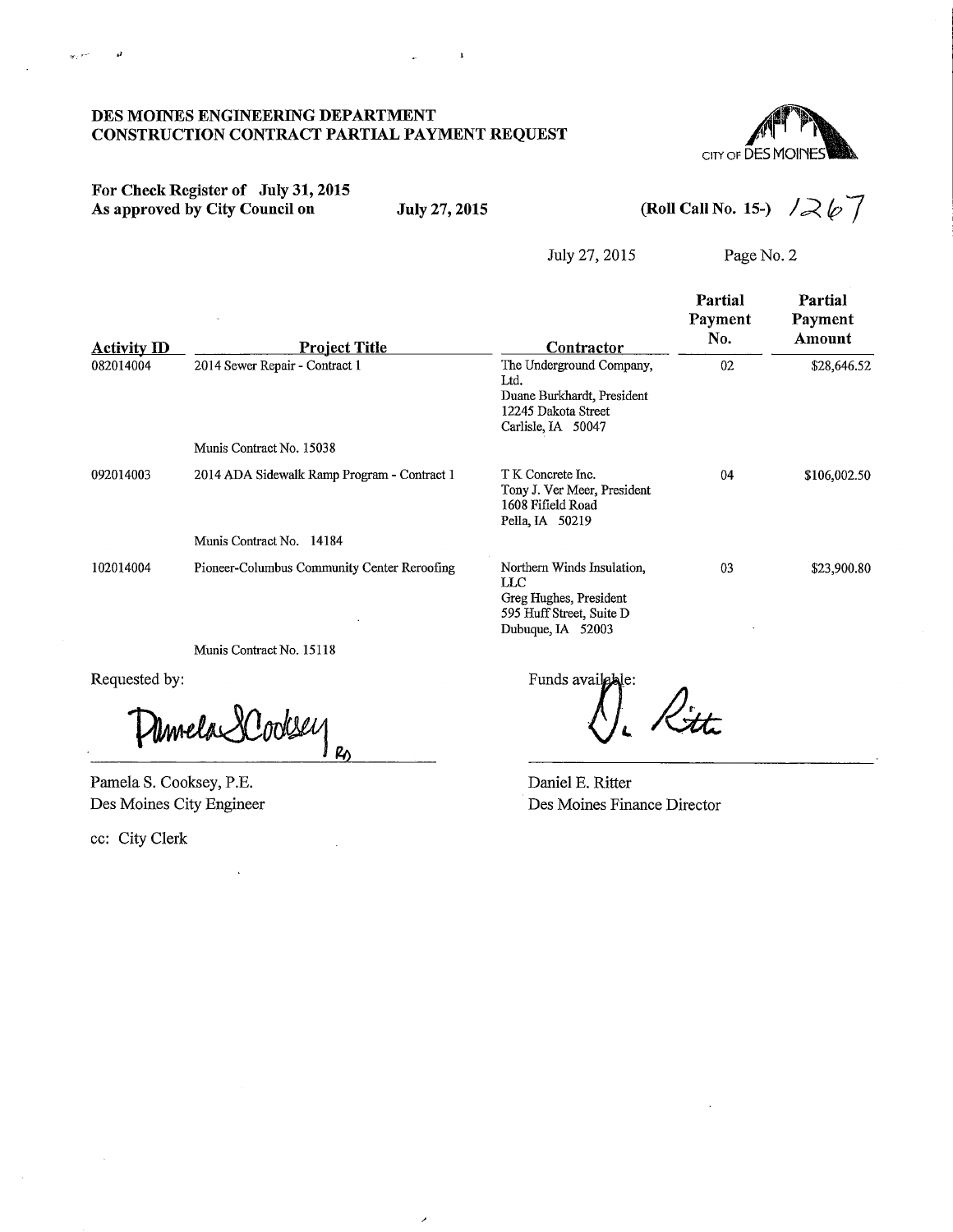**DES MOINES ENGINEERING DEPARTMENT**
**CONSTRUCTION CONTRACT PARTIAL PAYMENT REQUEST**

CITY OF DES MOINES

**For Check Register of July 31, 2015**
**As approved by City Council on July 27, 2015**

**(Roll Call No. 15-)** 1267

July 27, 2015

| Activity ID | Project Title | Contractor | Partial Payment No. | Partial Payment Amount |
|---|---|---|---|---|
| 082014004 | 2014 Sewer Repair - Contract 1<br><br>Munis Contract No. 15038 | The Underground Company, Ltd.<br>Duane Burkhardt, President<br>12245 Dakota Street<br>Carlisle, IA 50047 | 02 | $28,646.52 |
| 092014003 | 2014 ADA Sidewalk Ramp Program - Contract 1<br><br>Munis Contract No. 14184 | T K Concrete Inc.<br>Tony J. Ver Meer, President<br>1608 Fifield Road<br>Pella, IA 50219 | 04 | $106,002.50 |
| 102014004 | Pioneer-Columbus Community Center Reroofing<br><br>Munis Contract No. 15118 | Northern Winds Insulation, LLC<br>Greg Hughes, President<br>595 Huff Street, Suite D<br>Dubuque, IA 52003 | 03 | $23,900.80 |

Requested by:

Pamela S. Cooksey, P.E.
Des Moines City Engineer

Funds available:

Daniel E. Ritter
Des Moines Finance Director

cc: City Clerk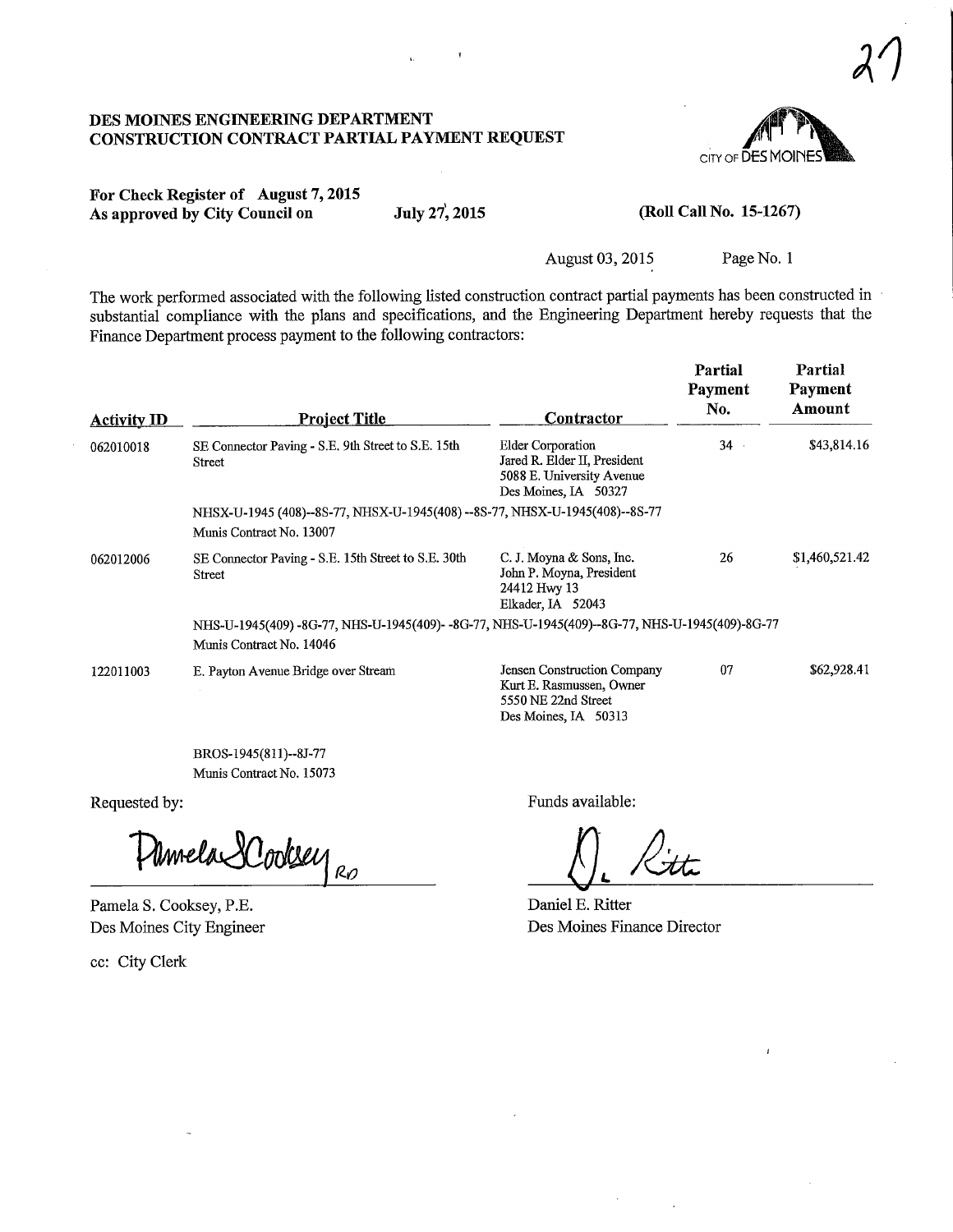# DES MOINES ENGINEERING DEPARTMENT
# CONSTRUCTION CONTRACT PARTIAL PAYMENT REQUEST

**For Check Register of August 7, 2015**
**As approved by City Council on July 27, 2015 (Roll Call No. 15-1267)**

August 03, 2015 Page No. 1

The work performed associated with the following listed construction contract partial payments has been constructed in substantial compliance with the plans and specifications, and the Engineering Department hereby requests that the Finance Department process payment to the following contractors:

| Activity ID | Project Title | Contractor | Partial Payment No. | Partial Payment Amount |
|---|---|---|---|---|
| 062010018 | SE Connector Paving - S.E. 9th Street to S.E. 15th Street<br>NHSX-U-1945 (408)--8S-77, NHSX-U-1945(408) --8S-77, NHSX-U-1945(408)--8S-77<br>Munis Contract No. 13007 | Elder Corporation<br>Jared R. Elder II, President<br>5088 E. University Avenue<br>Des Moines, IA 50327 | 34 | $43,814.16 |
| 062012006 | SE Connector Paving - S.E. 15th Street to S.E. 30th Street<br>NHS-U-1945(409) -8G-77, NHS-U-1945(409)- -8G-77, NHS-U-1945(409)--8G-77, NHS-U-1945(409)-8G-77<br>Munis Contract No. 14046 | C. J. Moyna & Sons, Inc.<br>John P. Moyna, President<br>24412 Hwy 13<br>Elkader, IA 52043 | 26 | $1,460,521.42 |
| 122011003 | E. Payton Avenue Bridge over Stream<br>BROS-1945(811)--8J-77<br>Munis Contract No. 15073 | Jensen Construction Company<br>Kurt E. Rasmussen, Owner<br>5550 NE 22nd Street<br>Des Moines, IA 50313 | 07 | $62,928.41 |

Requested by:

Pamela S. Cooksey, P.E.
Des Moines City Engineer

cc: City Clerk

Funds available:

Daniel E. Ritter
Des Moines Finance Director